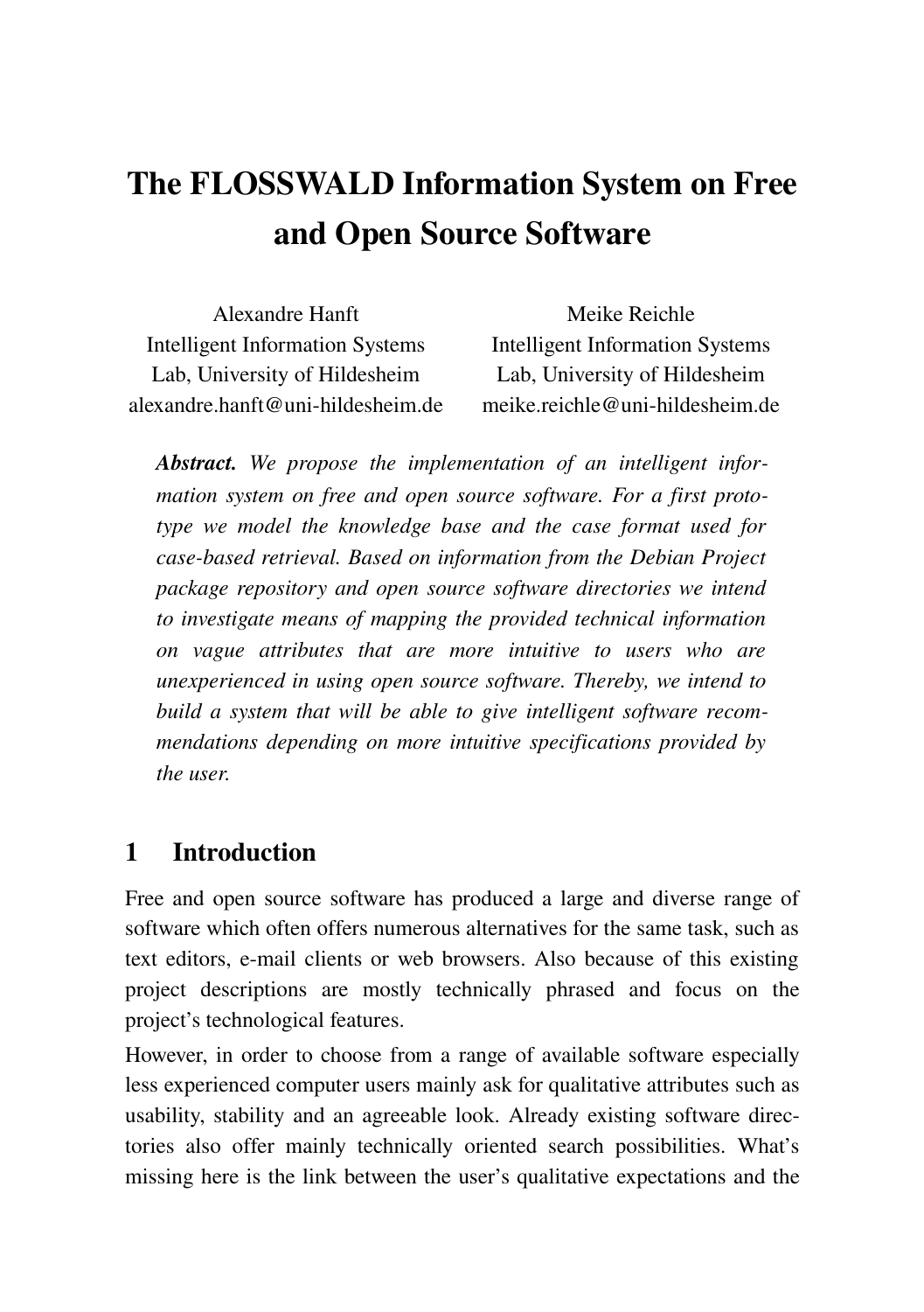# The FLOSSWALD Information System on Free and Open Source Software

Alexandre Hanft
Intelligent Information Systems Lab, University of Hildesheim
alexandre.hanft@uni-hildesheim.de

Meike Reichle
Intelligent Information Systems Lab, University of Hildesheim
meike.reichle@uni-hildesheim.de

***Abstract.*** *We propose the implementation of an intelligent information system on free and open source software. For a first prototype we model the knowledge base and the case format used for case-based retrieval. Based on information from the Debian Project package repository and open source software directories we intend to investigate means of mapping the provided technical information on vague attributes that are more intuitive to users who are unexperienced in using open source software. Thereby, we intend to build a system that will be able to give intelligent software recommendations depending on more intuitive specifications provided by the user.*

## 1 Introduction

Free and open source software has produced a large and diverse range of software which often offers numerous alternatives for the same task, such as text editors, e-mail clients or web browsers. Also because of this existing project descriptions are mostly technically phrased and focus on the project's technological features.

However, in order to choose from a range of available software especially less experienced computer users mainly ask for qualitative attributes such as usability, stability and an agreeable look. Already existing software directories also offer mainly technically oriented search possibilities. What's missing here is the link between the user's qualitative expectations and the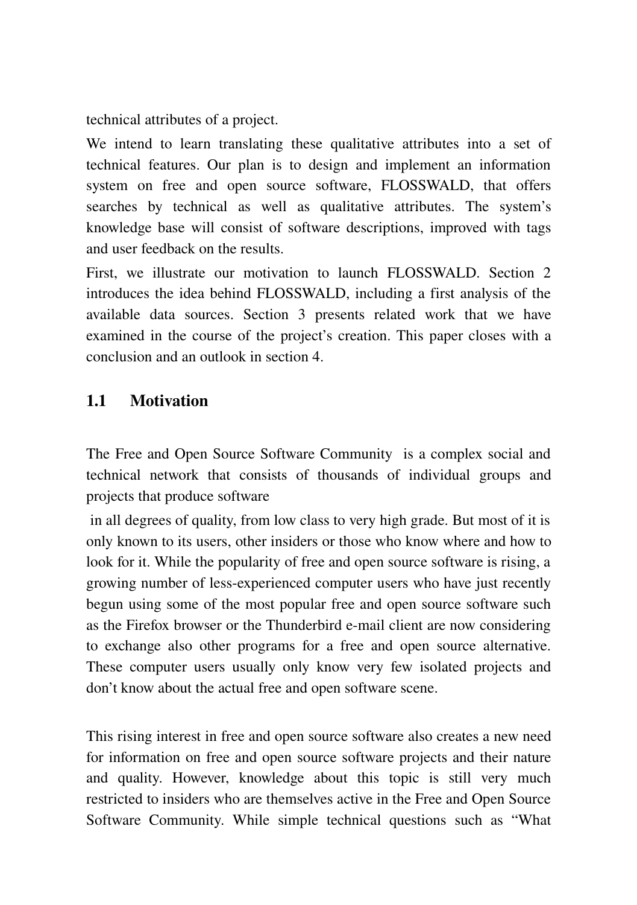technical attributes of a project.

We intend to learn translating these qualitative attributes into a set of technical features. Our plan is to design and implement an information system on free and open source software, FLOSSWALD, that offers searches by technical as well as qualitative attributes. The system's knowledge base will consist of software descriptions, improved with tags and user feedback on the results.

First, we illustrate our motivation to launch FLOSSWALD. Section 2 introduces the idea behind FLOSSWALD, including a first analysis of the available data sources. Section 3 presents related work that we have examined in the course of the project's creation. This paper closes with a conclusion and an outlook in section 4.

## 1.1 Motivation

The Free and Open Source Software Community is a complex social and technical network that consists of thousands of individual groups and projects that produce software in all degrees of quality, from low class to very high grade. But most of it is only known to its users, other insiders or those who know where and how to look for it. While the popularity of free and open source software is rising, a growing number of less-experienced computer users who have just recently begun using some of the most popular free and open source software such as the Firefox browser or the Thunderbird e-mail client are now considering to exchange also other programs for a free and open source alternative. These computer users usually only know very few isolated projects and don't know about the actual free and open software scene.

This rising interest in free and open source software also creates a new need for information on free and open source software projects and their nature and quality. However, knowledge about this topic is still very much restricted to insiders who are themselves active in the Free and Open Source Software Community. While simple technical questions such as "What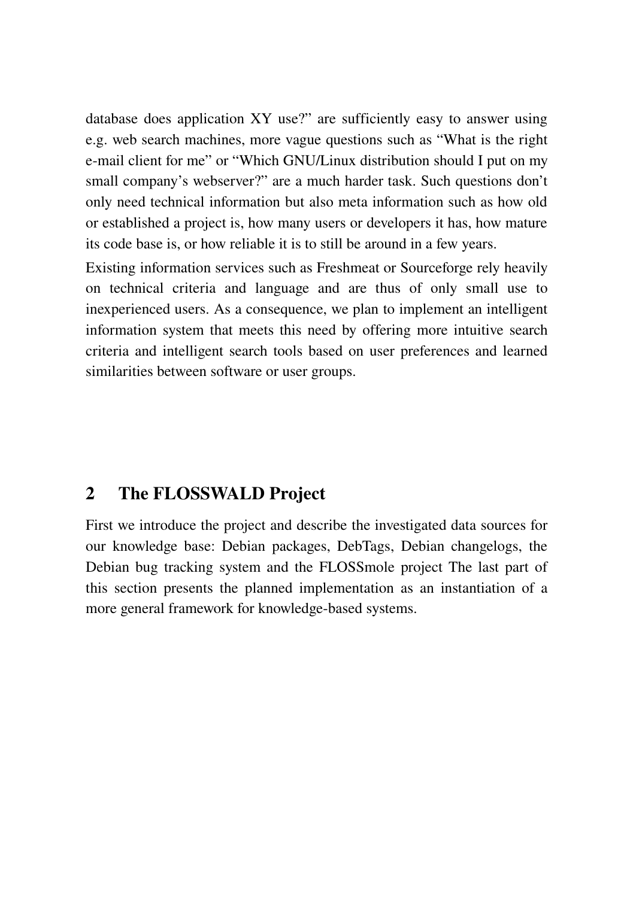database does application XY use?" are sufficiently easy to answer using e.g. web search machines, more vague questions such as "What is the right e-mail client for me" or "Which GNU/Linux distribution should I put on my small company's webserver?" are a much harder task. Such questions don't only need technical information but also meta information such as how old or established a project is, how many users or developers it has, how mature its code base is, or how reliable it is to still be around in a few years.

Existing information services such as Freshmeat or Sourceforge rely heavily on technical criteria and language and are thus of only small use to inexperienced users. As a consequence, we plan to implement an intelligent information system that meets this need by offering more intuitive search criteria and intelligent search tools based on user preferences and learned similarities between software or user groups.

## 2 The FLOSSWALD Project

First we introduce the project and describe the investigated data sources for our knowledge base: Debian packages, DebTags, Debian changelogs, the Debian bug tracking system and the FLOSSmole project The last part of this section presents the planned implementation as an instantiation of a more general framework for knowledge-based systems.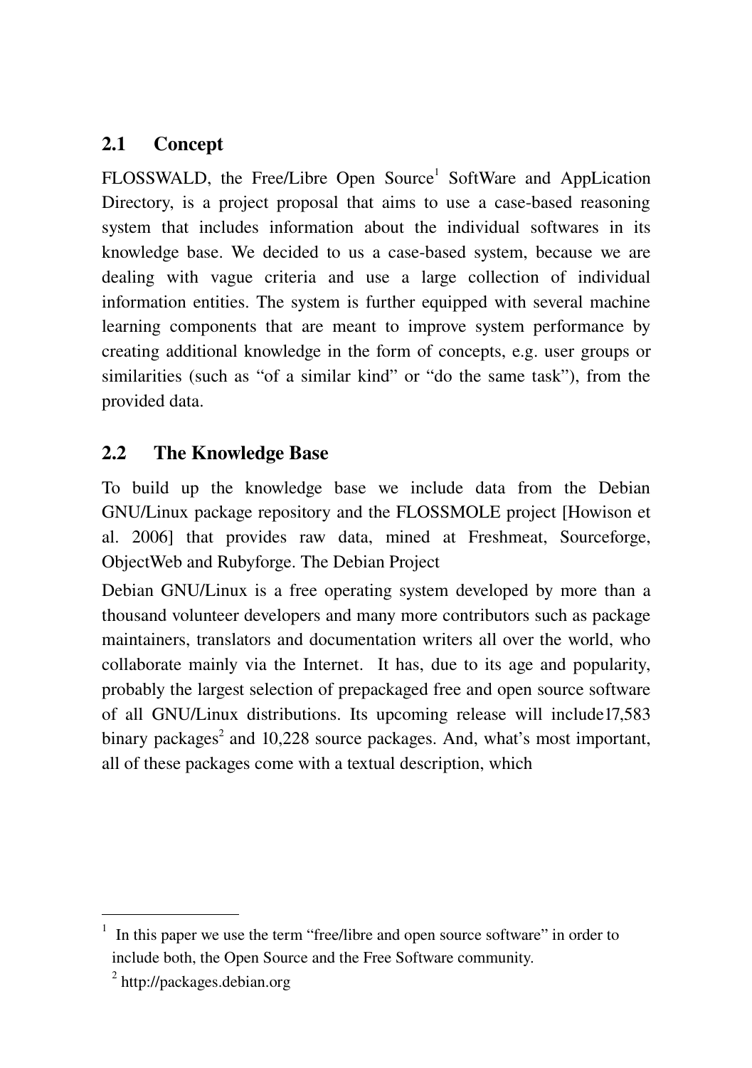## 2.1 Concept

FLOSSWALD, the Free/Libre Open Source[1] SoftWare and AppLication Directory, is a project proposal that aims to use a case-based reasoning system that includes information about the individual softwares in its knowledge base. We decided to us a case-based system, because we are dealing with vague criteria and use a large collection of individual information entities. The system is further equipped with several machine learning components that are meant to improve system performance by creating additional knowledge in the form of concepts, e.g. user groups or similarities (such as "of a similar kind" or "do the same task"), from the provided data.

## 2.2 The Knowledge Base

To build up the knowledge base we include data from the Debian GNU/Linux package repository and the FLOSSMOLE project [Howison et al. 2006] that provides raw data, mined at Freshmeat, Sourceforge, ObjectWeb and Rubyforge. The Debian Project

Debian GNU/Linux is a free operating system developed by more than a thousand volunteer developers and many more contributors such as package maintainers, translators and documentation writers all over the world, who collaborate mainly via the Internet. It has, due to its age and popularity, probably the largest selection of prepackaged free and open source software of all GNU/Linux distributions. Its upcoming release will include17,583 binary packages[2] and 10,228 source packages. And, what's most important, all of these packages come with a textual description, which

---

[1] In this paper we use the term "free/libre and open source software" in order to include both, the Open Source and the Free Software community.

[2] http://packages.debian.org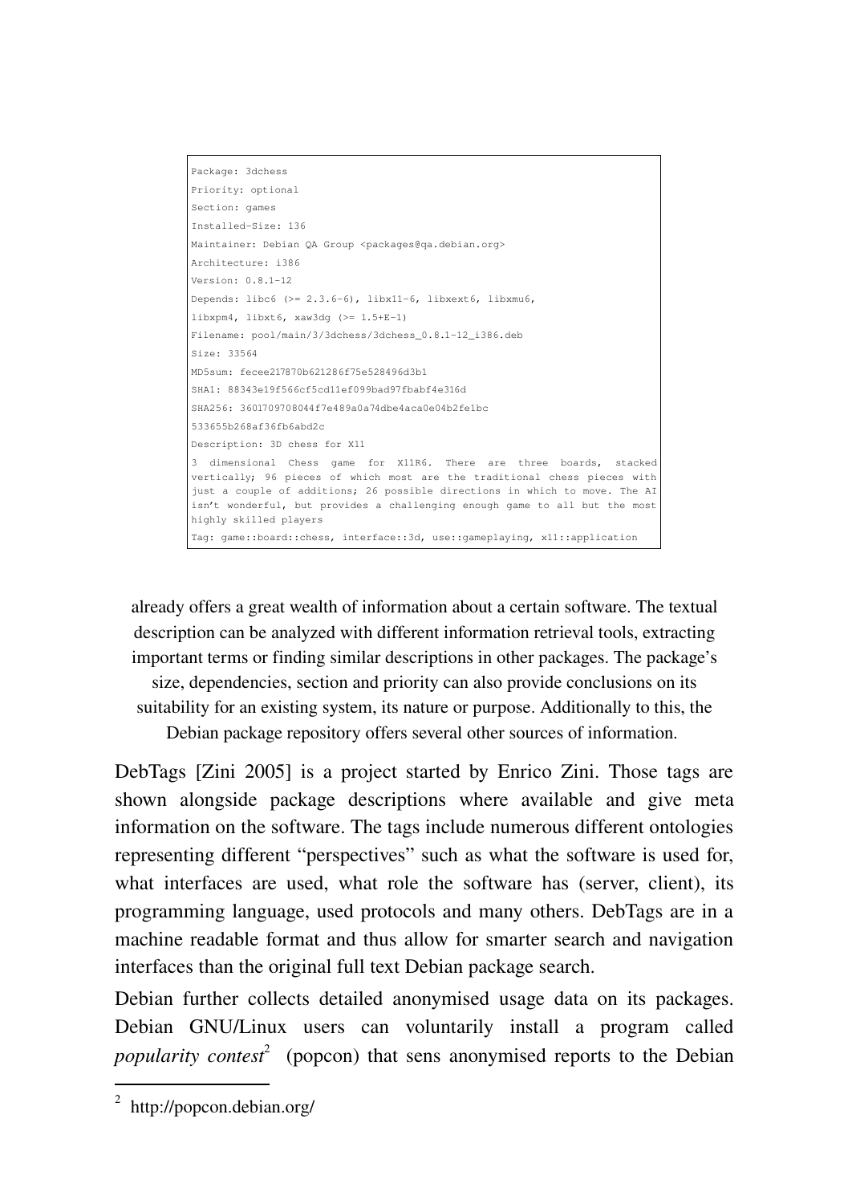```
Package: 3dchess
Priority: optional
Section: games
Installed-Size: 136
Maintainer: Debian QA Group <packages@qa.debian.org>
Architecture: i386
Version: 0.8.1-12
Depends: libc6 (>= 2.3.6-6), libx11-6, libxext6, libxmu6,
libxpm4, libxt6, xaw3dg (>= 1.5+E-1)
Filename: pool/main/3/3dchess/3dchess_0.8.1-12_i386.deb
Size: 33564
MD5sum: fecee217870b621286f75e528496d3b1
SHA1: 88343e19f566cf5cd11ef099bad97fbabf4e316d
SHA256: 3601709708044f7e489a0a74dbe4aca0e04b2fe1bc
533655b268af36fb6abd2c
Description: 3D chess for X11
3 dimensional Chess game for X11R6. There are three boards, stacked
vertically; 96 pieces of which most are the traditional chess pieces with
just a couple of additions; 26 possible directions in which to move. The AI
isn't wonderful, but provides a challenging enough game to all but the most
highly skilled players
Tag: game::board::chess, interface::3d, use::gameplaying, x11::application
```

already offers a great wealth of information about a certain software. The textual description can be analyzed with different information retrieval tools, extracting important terms or finding similar descriptions in other packages. The package's size, dependencies, section and priority can also provide conclusions on its suitability for an existing system, its nature or purpose. Additionally to this, the Debian package repository offers several other sources of information.

DebTags [Zini 2005] is a project started by Enrico Zini. Those tags are shown alongside package descriptions where available and give meta information on the software. The tags include numerous different ontologies representing different "perspectives" such as what the software is used for, what interfaces are used, what role the software has (server, client), its programming language, used protocols and many others. DebTags are in a machine readable format and thus allow for smarter search and navigation interfaces than the original full text Debian package search.

Debian further collects detailed anonymised usage data on its packages. Debian GNU/Linux users can voluntarily install a program called *popularity contest*[2] (popcon) that sens anonymised reports to the Debian

[2] http://popcon.debian.org/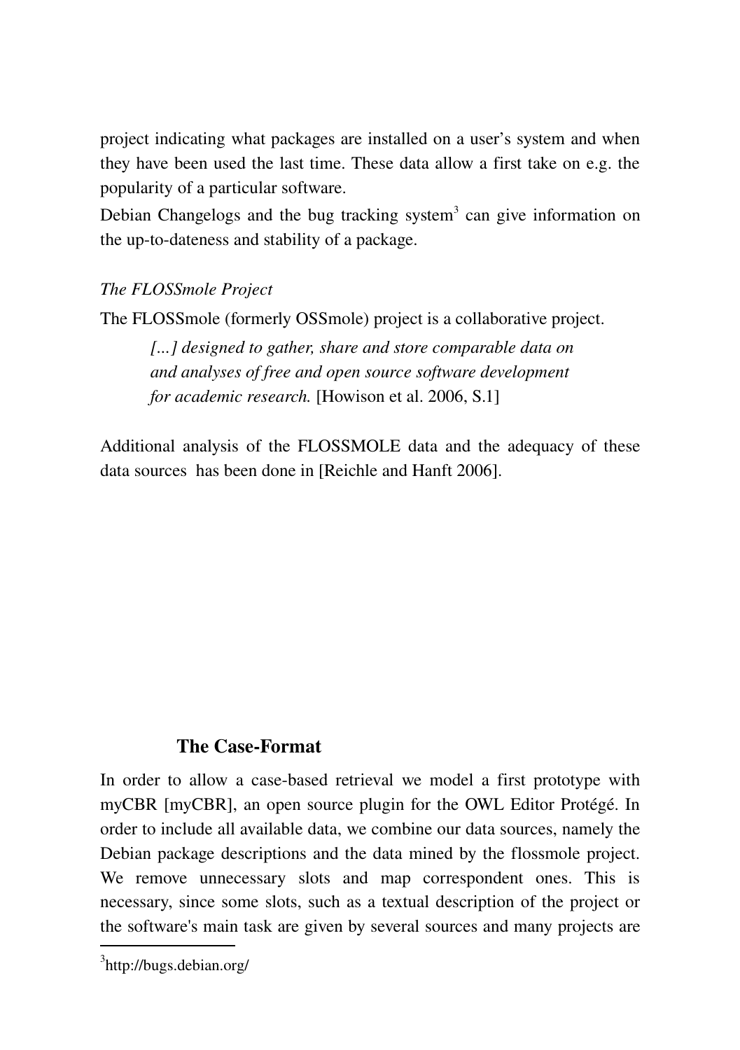project indicating what packages are installed on a user's system and when they have been used the last time. These data allow a first take on e.g. the popularity of a particular software.

Debian Changelogs and the bug tracking system[3] can give information on the up-to-dateness and stability of a package.

*The FLOSSmole Project*

The FLOSSmole (formerly OSSmole) project is a collaborative project.

> *[...] designed to gather, share and store comparable data on and analyses of free and open source software development for academic research.* [Howison et al. 2006, S.1]

Additional analysis of the FLOSSMOLE data and the adequacy of these data sources has been done in [Reichle and Hanft 2006].

## The Case-Format

In order to allow a case-based retrieval we model a first prototype with myCBR [myCBR], an open source plugin for the OWL Editor Protégé. In order to include all available data, we combine our data sources, namely the Debian package descriptions and the data mined by the flossmole project. We remove unnecessary slots and map correspondent ones. This is necessary, since some slots, such as a textual description of the project or the software's main task are given by several sources and many projects are

[3] http://bugs.debian.org/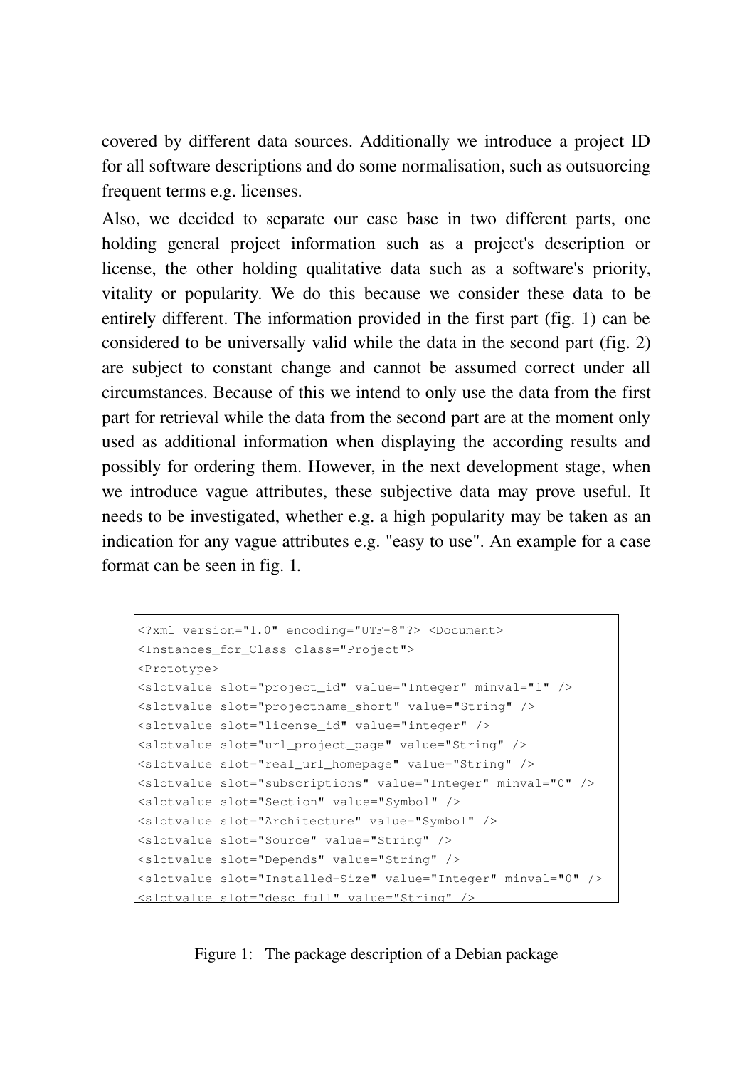covered by different data sources. Additionally we introduce a project ID for all software descriptions and do some normalisation, such as outsuorcing frequent terms e.g. licenses.

Also, we decided to separate our case base in two different parts, one holding general project information such as a project's description or license, the other holding qualitative data such as a software's priority, vitality or popularity. We do this because we consider these data to be entirely different. The information provided in the first part (fig. 1) can be considered to be universally valid while the data in the second part (fig. 2) are subject to constant change and cannot be assumed correct under all circumstances. Because of this we intend to only use the data from the first part for retrieval while the data from the second part are at the moment only used as additional information when displaying the according results and possibly for ordering them. However, in the next development stage, when we introduce vague attributes, these subjective data may prove useful. It needs to be investigated, whether e.g. a high popularity may be taken as an indication for any vague attributes e.g. "easy to use". An example for a case format can be seen in fig. 1.

```
<?xml version="1.0" encoding="UTF-8"?> <Document>
<Instances_for_Class class="Project">
<Prototype>
<slotvalue slot="project_id" value="Integer" minval="1" />
<slotvalue slot="projectname_short" value="String" />
<slotvalue slot="license_id" value="integer" />
<slotvalue slot="url_project_page" value="String" />
<slotvalue slot="real_url_homepage" value="String" />
<slotvalue slot="subscriptions" value="Integer" minval="0" />
<slotvalue slot="Section" value="Symbol" />
<slotvalue slot="Architecture" value="Symbol" />
<slotvalue slot="Source" value="String" />
<slotvalue slot="Depends" value="String" />
<slotvalue slot="Installed-Size" value="Integer" minval="0" />
<slotvalue slot="desc_full" value="String" />
```

Figure 1: The package description of a Debian package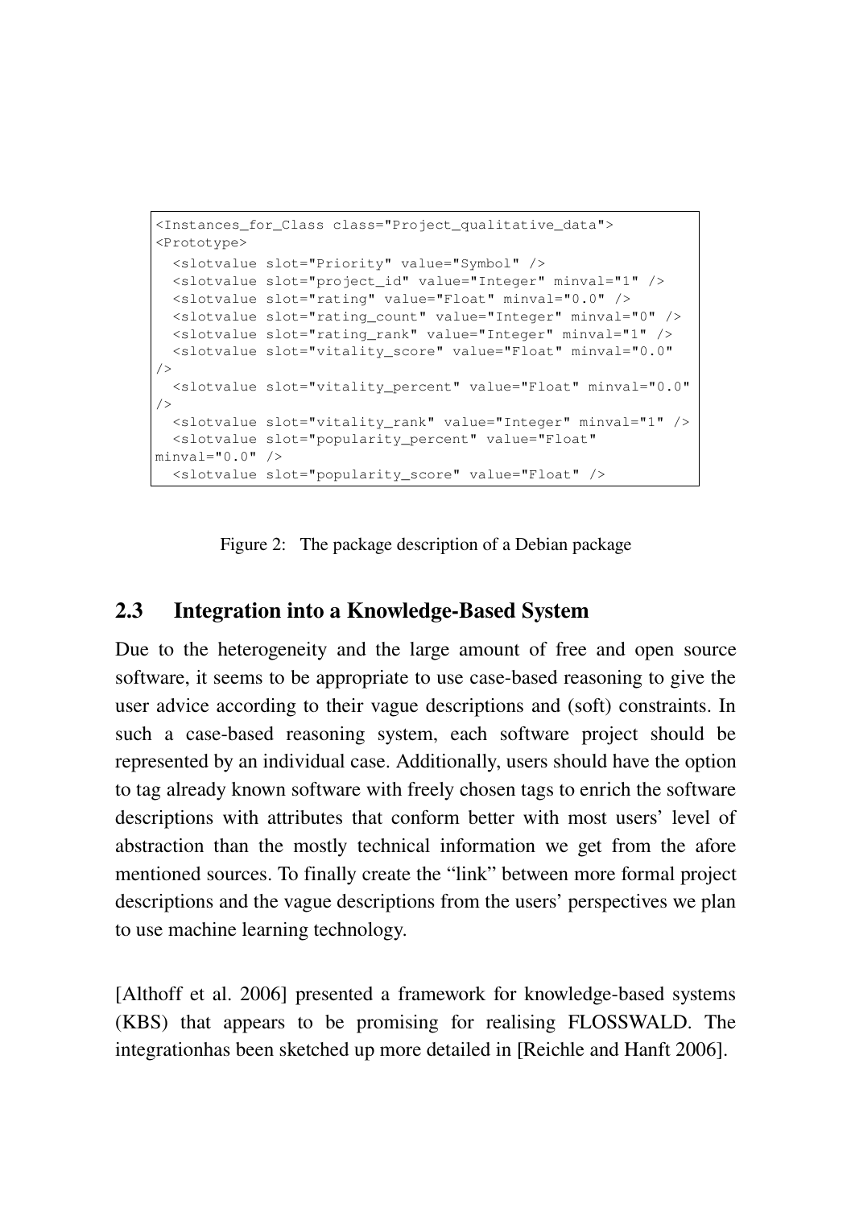```
<Instances_for_Class class="Project_qualitative_data">
<Prototype>
  <slotvalue slot="Priority" value="Symbol" />
  <slotvalue slot="project_id" value="Integer" minval="1" />
  <slotvalue slot="rating" value="Float" minval="0.0" />
  <slotvalue slot="rating_count" value="Integer" minval="0" />
  <slotvalue slot="rating_rank" value="Integer" minval="1" />
  <slotvalue slot="vitality_score" value="Float" minval="0.0"
/>
  <slotvalue slot="vitality_percent" value="Float" minval="0.0"
/>
  <slotvalue slot="vitality_rank" value="Integer" minval="1" />
  <slotvalue slot="popularity_percent" value="Float"
minval="0.0" />
  <slotvalue slot="popularity_score" value="Float" />
```

Figure 2: The package description of a Debian package

## 2.3 Integration into a Knowledge-Based System

Due to the heterogeneity and the large amount of free and open source software, it seems to be appropriate to use case-based reasoning to give the user advice according to their vague descriptions and (soft) constraints. In such a case-based reasoning system, each software project should be represented by an individual case. Additionally, users should have the option to tag already known software with freely chosen tags to enrich the software descriptions with attributes that conform better with most users' level of abstraction than the mostly technical information we get from the afore mentioned sources. To finally create the "link" between more formal project descriptions and the vague descriptions from the users' perspectives we plan to use machine learning technology.

[Althoff et al. 2006] presented a framework for knowledge-based systems (KBS) that appears to be promising for realising FLOSSWALD. The integrationhas been sketched up more detailed in [Reichle and Hanft 2006].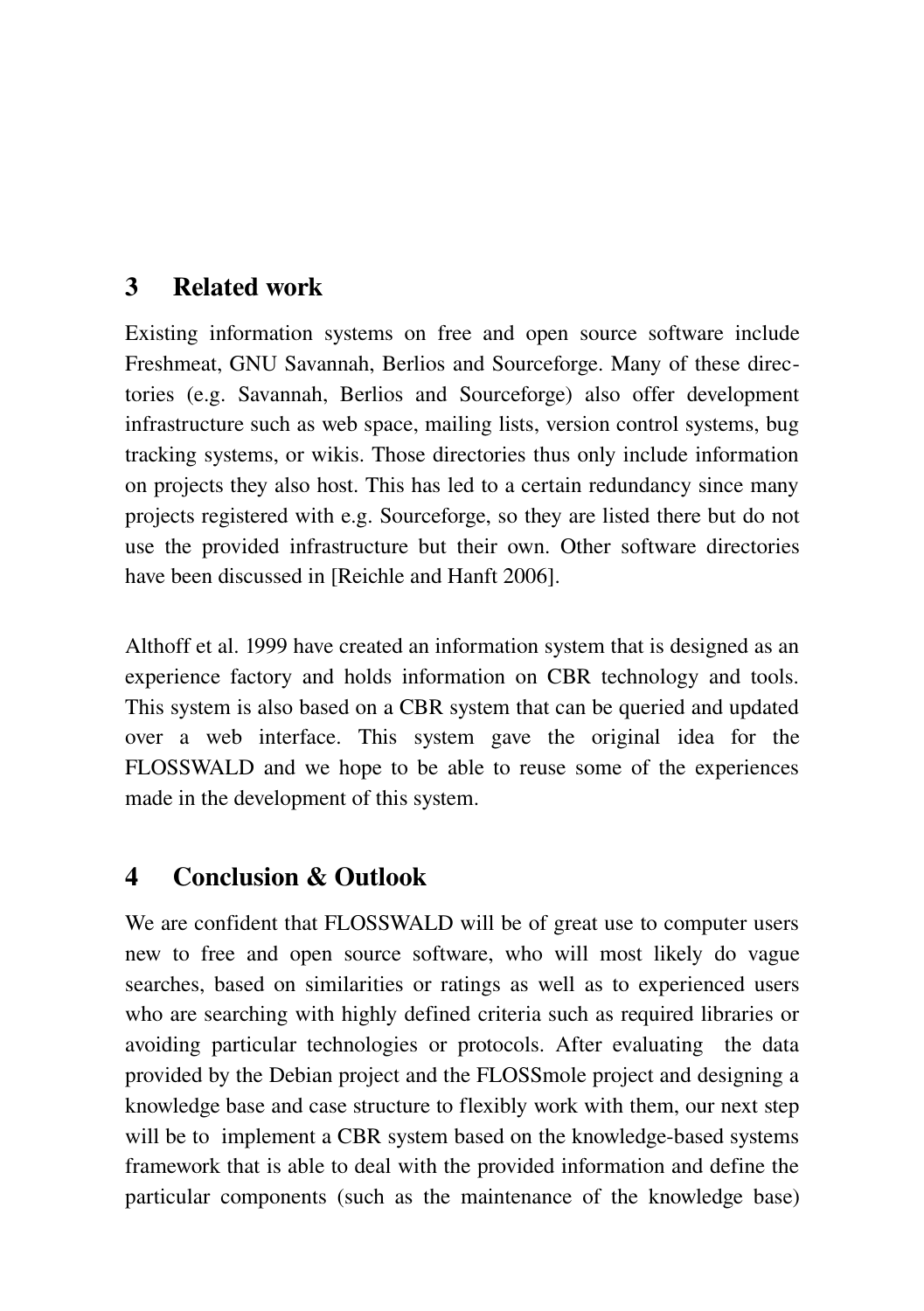## 3 Related work

Existing information systems on free and open source software include Freshmeat, GNU Savannah, Berlios and Sourceforge. Many of these directories (e.g. Savannah, Berlios and Sourceforge) also offer development infrastructure such as web space, mailing lists, version control systems, bug tracking systems, or wikis. Those directories thus only include information on projects they also host. This has led to a certain redundancy since many projects registered with e.g. Sourceforge, so they are listed there but do not use the provided infrastructure but their own. Other software directories have been discussed in [Reichle and Hanft 2006].

Althoff et al. 1999 have created an information system that is designed as an experience factory and holds information on CBR technology and tools. This system is also based on a CBR system that can be queried and updated over a web interface. This system gave the original idea for the FLOSSWALD and we hope to be able to reuse some of the experiences made in the development of this system.

## 4 Conclusion & Outlook

We are confident that FLOSSWALD will be of great use to computer users new to free and open source software, who will most likely do vague searches, based on similarities or ratings as well as to experienced users who are searching with highly defined criteria such as required libraries or avoiding particular technologies or protocols. After evaluating the data provided by the Debian project and the FLOSSmole project and designing a knowledge base and case structure to flexibly work with them, our next step will be to implement a CBR system based on the knowledge-based systems framework that is able to deal with the provided information and define the particular components (such as the maintenance of the knowledge base)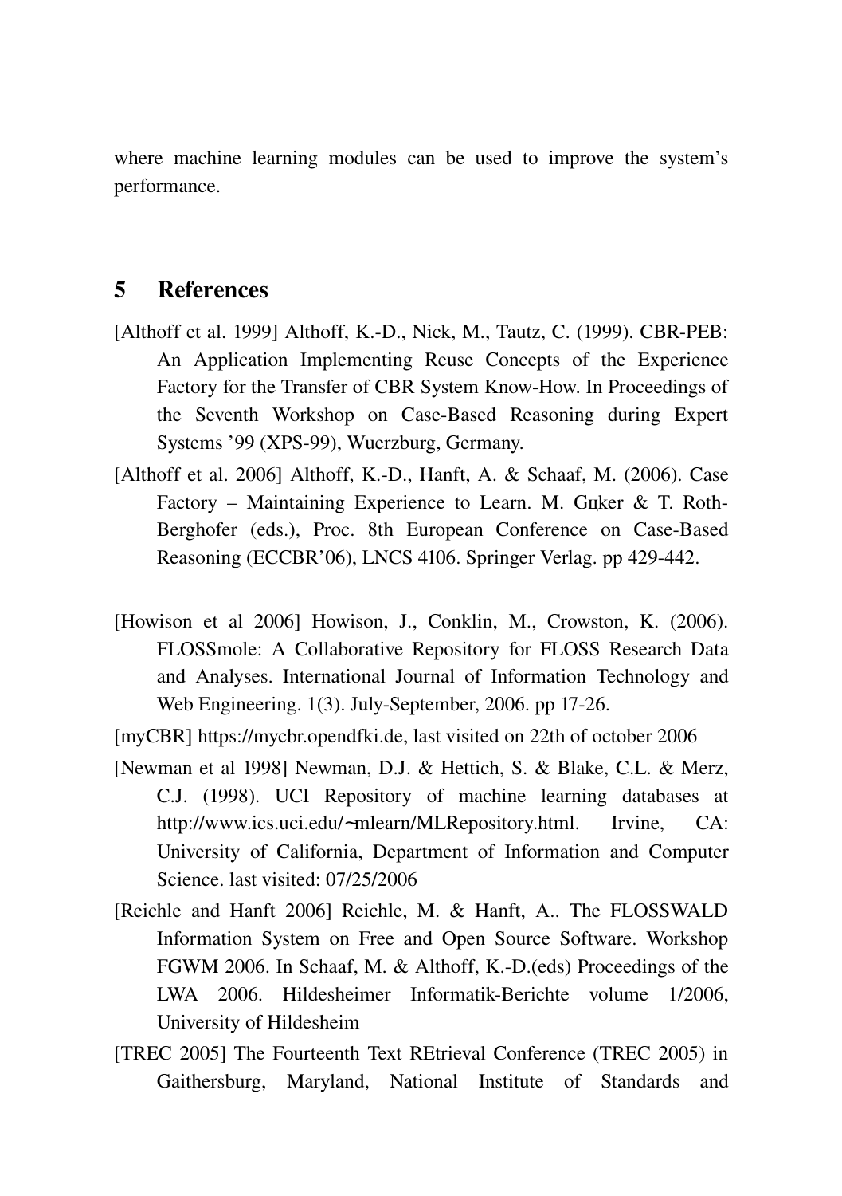where machine learning modules can be used to improve the system's performance.

## 5 References

[Althoff et al. 1999] Althoff, K.-D., Nick, M., Tautz, C. (1999). CBR-PEB: An Application Implementing Reuse Concepts of the Experience Factory for the Transfer of CBR System Know-How. In Proceedings of the Seventh Workshop on Case-Based Reasoning during Expert Systems '99 (XPS-99), Wuerzburg, Germany.

[Althoff et al. 2006] Althoff, K.-D., Hanft, A. & Schaaf, M. (2006). Case Factory – Maintaining Experience to Learn. M. Gıker & T. Roth-Berghofer (eds.), Proc. 8th European Conference on Case-Based Reasoning (ECCBR'06), LNCS 4106. Springer Verlag. pp 429-442.

[Howison et al 2006] Howison, J., Conklin, M., Crowston, K. (2006). FLOSSmole: A Collaborative Repository for FLOSS Research Data and Analyses. International Journal of Information Technology and Web Engineering. 1(3). July-September, 2006. pp 17-26.

[myCBR] https://mycbr.opendfki.de, last visited on 22th of october 2006

[Newman et al 1998] Newman, D.J. & Hettich, S. & Blake, C.L. & Merz, C.J. (1998). UCI Repository of machine learning databases at http://www.ics.uci.edu/~mlearn/MLRepository.html. Irvine, CA: University of California, Department of Information and Computer Science. last visited: 07/25/2006

[Reichle and Hanft 2006] Reichle, M. & Hanft, A.. The FLOSSWALD Information System on Free and Open Source Software. Workshop FGWM 2006. In Schaaf, M. & Althoff, K.-D.(eds) Proceedings of the LWA 2006. Hildesheimer Informatik-Berichte volume 1/2006, University of Hildesheim

[TREC 2005] The Fourteenth Text REtrieval Conference (TREC 2005) in Gaithersburg, Maryland, National Institute of Standards and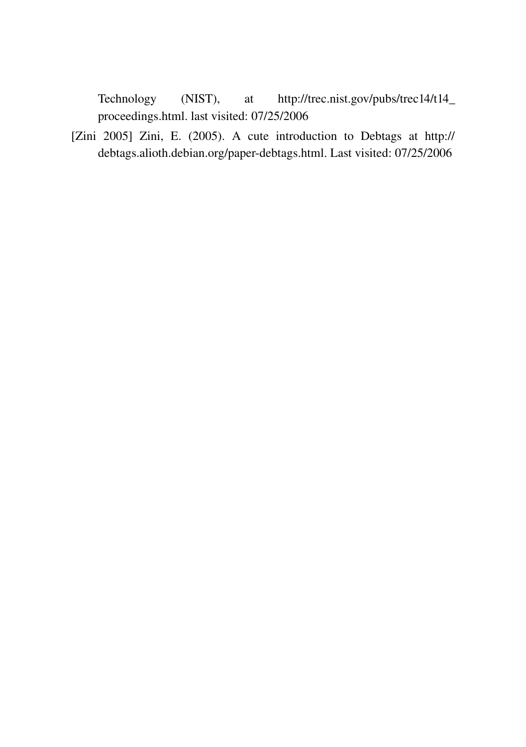Technology (NIST), at http://trec.nist.gov/pubs/trec14/t14_proceedings.html. last visited: 07/25/2006

[Zini 2005] Zini, E. (2005). A cute introduction to Debtags at http://debtags.alioth.debian.org/paper-debtags.html. Last visited: 07/25/2006